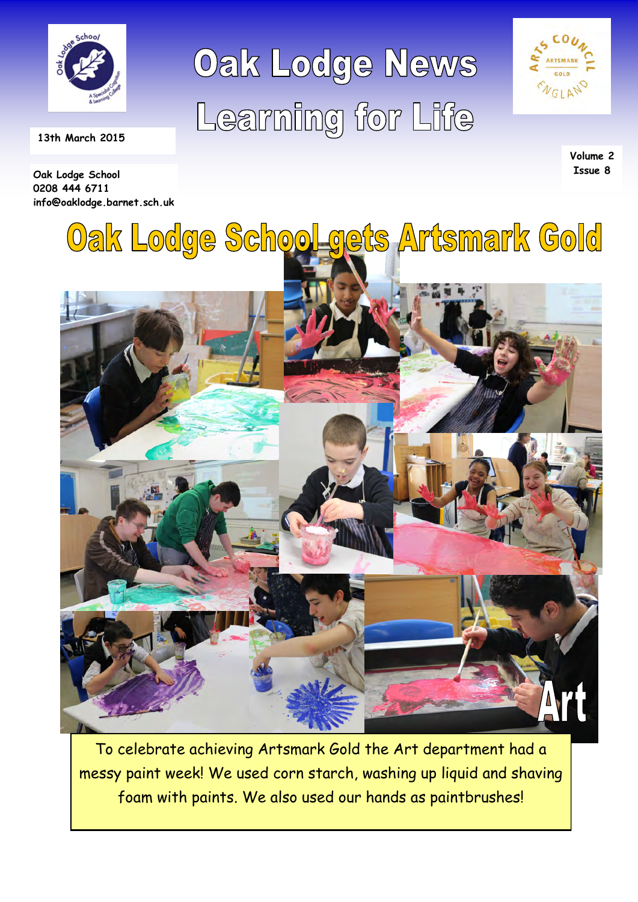# Oak Lodge News
## Learning for Life

13th March 2015

Oak Lodge School
0208 444 6711
info@oaklodge.barnet.sch.uk

Volume 2
Issue 8

# Oak Lodge School gets Artsmark Gold

Art

To celebrate achieving Artsmark Gold the Art department had a messy paint week! We used corn starch, washing up liquid and shaving foam with paints. We also used our hands as paintbrushes!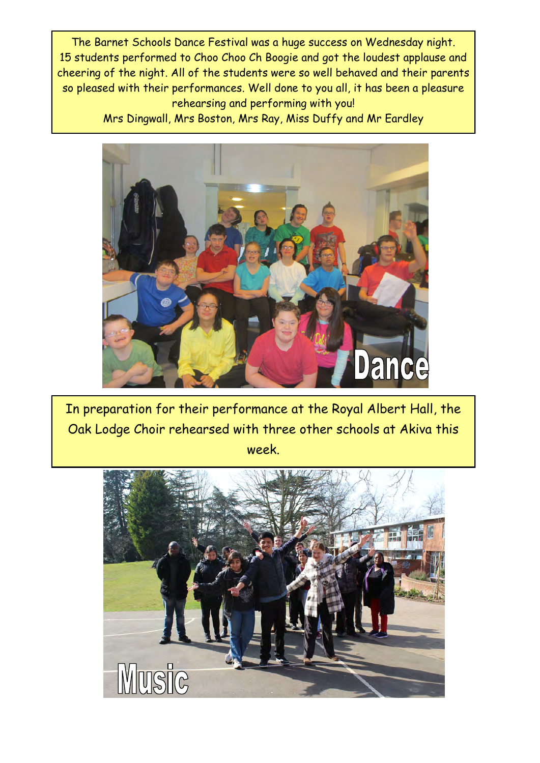The Barnet Schools Dance Festival was a huge success on Wednesday night. 15 students performed to Choo Choo Ch Boogie and got the loudest applause and cheering of the night. All of the students were so well behaved and their parents so pleased with their performances. Well done to you all, it has been a pleasure rehearsing and performing with you!

Mrs Dingwall, Mrs Boston, Mrs Ray, Miss Duffy and Mr Eardley

Dance

In preparation for their performance at the Royal Albert Hall, the Oak Lodge Choir rehearsed with three other schools at Akiva this week.

Music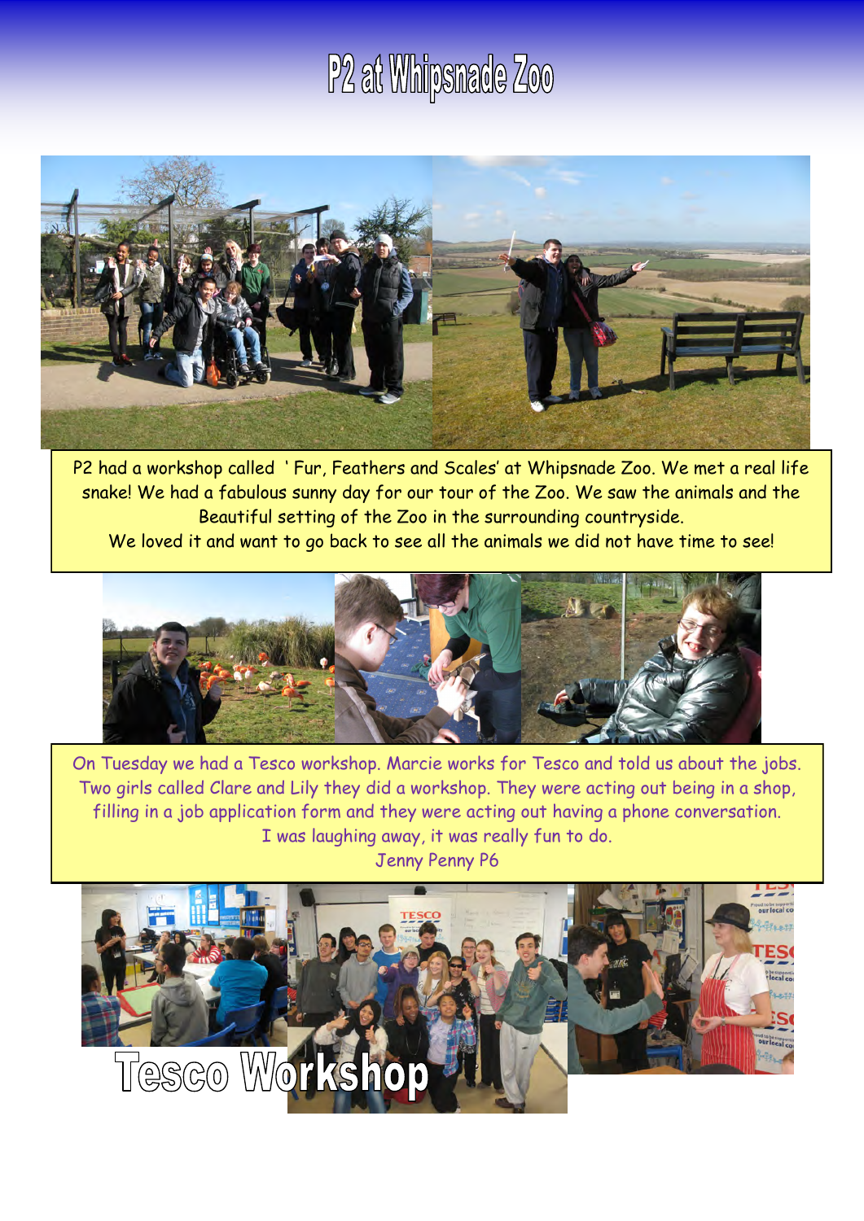# P2 at Whipsnade Zoo

P2 had a workshop called ' Fur, Feathers and Scales' at Whipsnade Zoo. We met a real life snake! We had a fabulous sunny day for our tour of the Zoo. We saw the animals and the Beautiful setting of the Zoo in the surrounding countryside.
We loved it and want to go back to see all the animals we did not have time to see!

On Tuesday we had a Tesco workshop. Marcie works for Tesco and told us about the jobs. Two girls called Clare and Lily they did a workshop. They were acting out being in a shop, filling in a job application form and they were acting out having a phone conversation.
I was laughing away, it was really fun to do.
Jenny Penny P6

## Tesco Workshop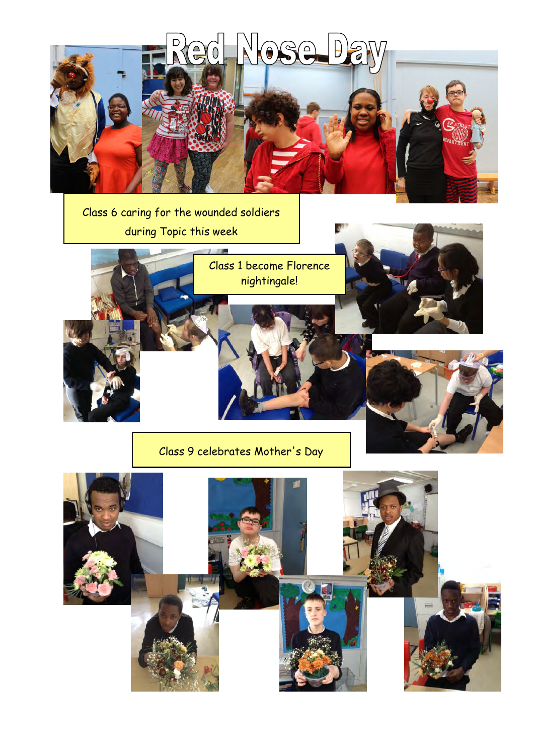# Red Nose Day

Class 6 caring for the wounded soldiers during Topic this week

Class 1 become Florence nightingale!

Class 9 celebrates Mother's Day